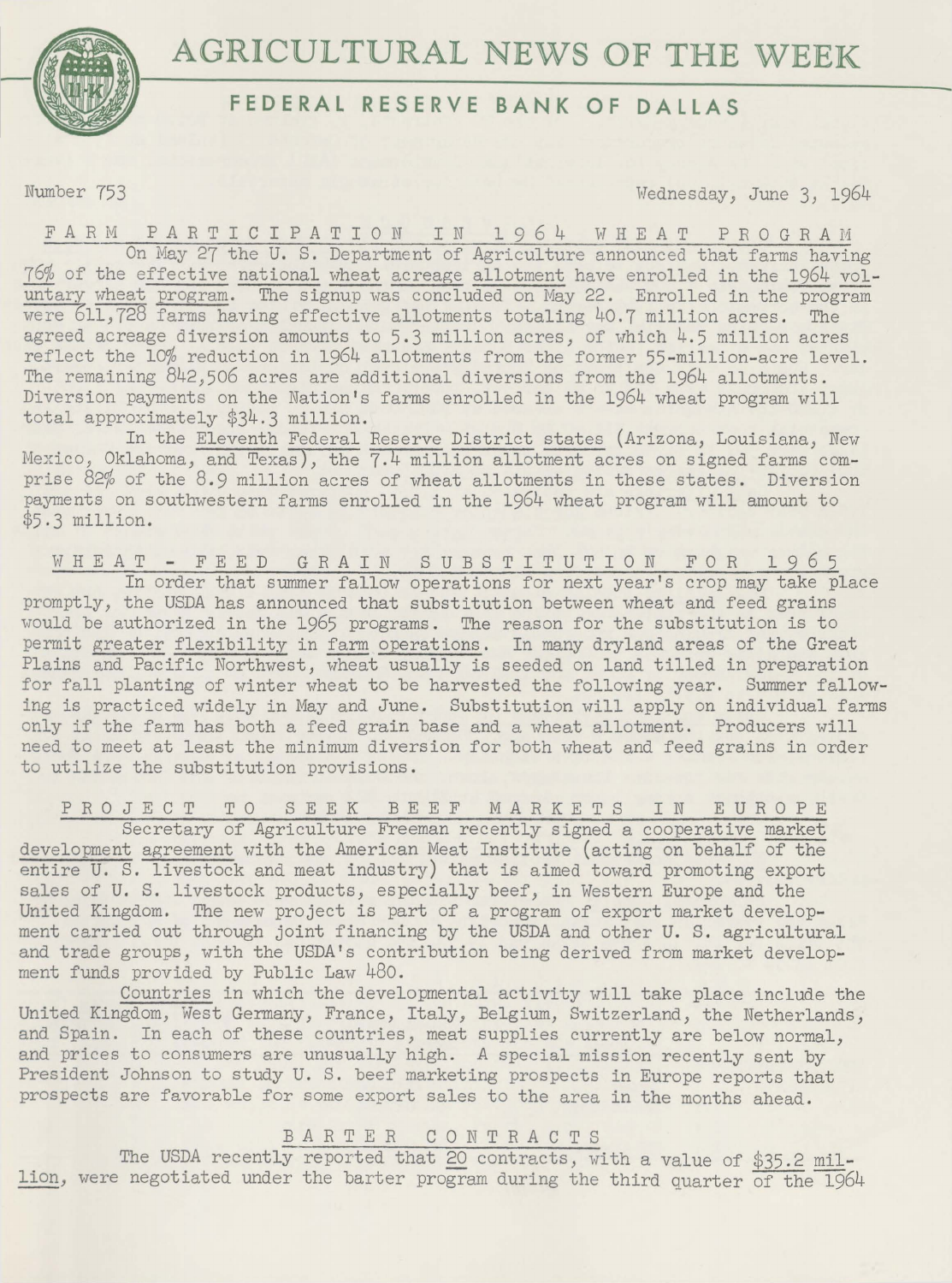# AGRICULTURAL NEWS OF THE WEEK

## FEDERAL RESERVE BANK OF DALLAS

Number 753 Wednesday, June 3, 1964

### FARM PARTICIPATION IN 1964 WHEAT PROGRAM

On May 27 the U. S. Department of Agriculture announced that farms having 76% of the effective national wheat acreage allotment have enrolled in the 1964 voluntary wheat program. The signup was concluded on May 22. Enrolled in the program were 611,728 farms having effective allotments totaling 40.7 million acres. The agreed acreage diversion amounts to 5.3 million acres, of which 4.5 million acres reflect the 10% reduction in 1964 allotments from the former 55-million-acre level. The remaining 842,506 acres are additional diversions from the 1964 allotments. Diversion payments on the Nation's farms enrolled in the 1964 wheat program will total approximately $34.3 million.

In the Eleventh Federal Reserve District states (Arizona, Louisiana, New Mexico, Oklahoma, and Texas), the 7.4 million allotment acres on signed farms comprise 82% of the 8.9 million acres of wheat allotments in these states. Diversion payments on southwestern farms enrolled in the 1964 wheat program will amount to $5.3 million.

### WHEAT - FEED GRAIN SUBSTITUTION FOR 1965

In order that summer fallow operations for next year's crop may take place promptly, the USDA has announced that substitution between wheat and feed grains would be authorized in the 1965 programs. The reason for the substitution is to permit greater flexibility in farm operations. In many dryland areas of the Great Plains and Pacific Northwest, wheat usually is seeded on land tilled in preparation for fall planting of winter wheat to be harvested the following year. Summer fallowing is practiced widely in May and June. Substitution will apply on individual farms only if the farm has both a feed grain base and a wheat allotment. Producers will need to meet at least the minimum diversion for both wheat and feed grains in order to utilize the substitution provisions.

### PROJECT TO SEEK BEEF MARKETS IN EUROPE

Secretary of Agriculture Freeman recently signed a cooperative market development agreement with the American Meat Institute (acting on behalf of the entire U. S. livestock and meat industry) that is aimed toward promoting export sales of U. S. livestock products, especially beef, in Western Europe and the United Kingdom. The new project is part of a program of export market development carried out through joint financing by the USDA and other U. S. agricultural and trade groups, with the USDA's contribution being derived from market development funds provided by Public Law 480.

Countries in which the developmental activity will take place include the United Kingdom, West Germany, France, Italy, Belgium, Switzerland, the Netherlands, and Spain. In each of these countries, meat supplies currently are below normal, and prices to consumers are unusually high. A special mission recently sent by President Johnson to study U. S. beef marketing prospects in Europe reports that prospects are favorable for some export sales to the area in the months ahead.

### BARTER CONTRACTS

The USDA recently reported that 20 contracts, with a value of $35.2 million, were negotiated under the barter program during the third quarter of the 1964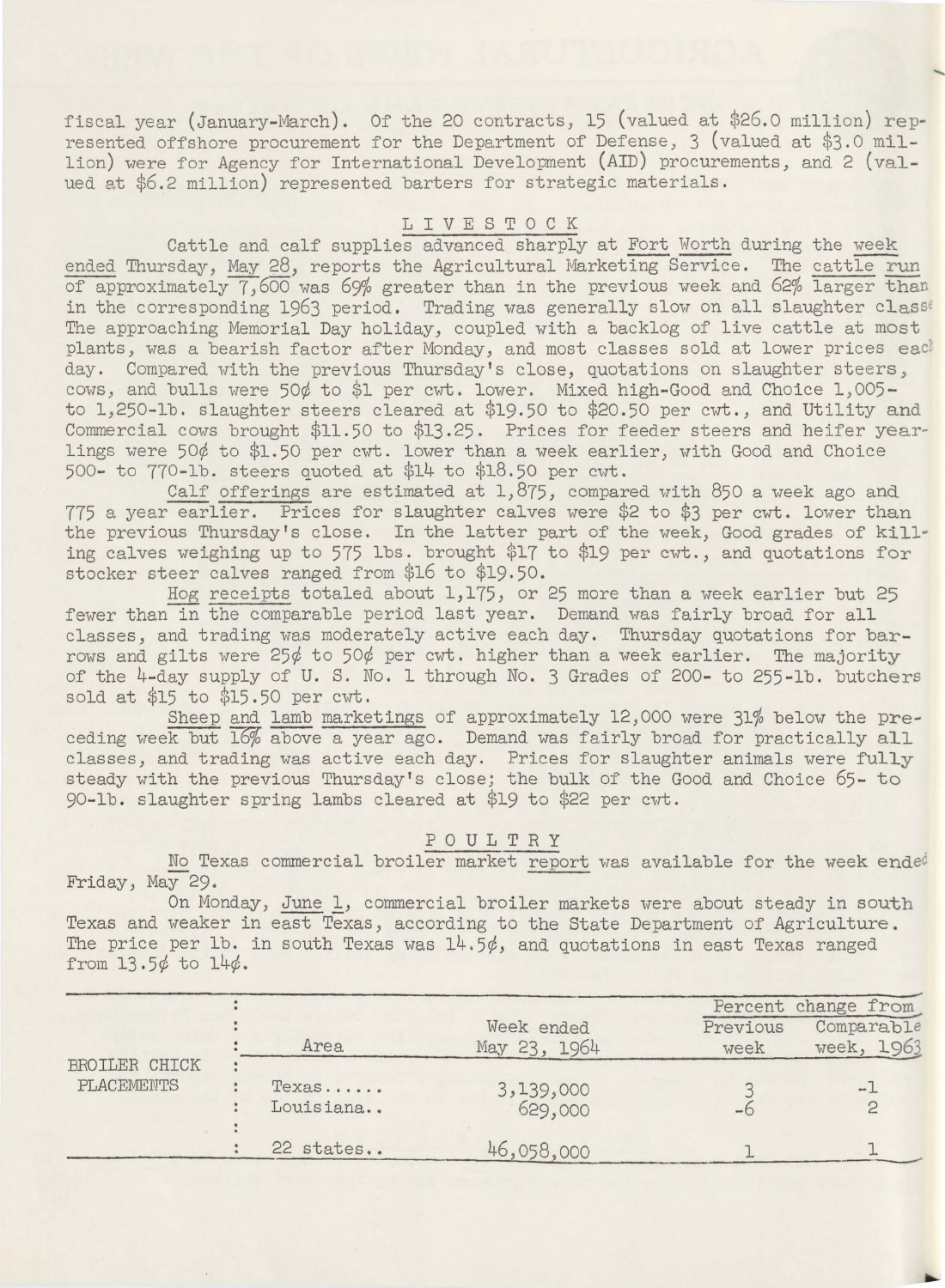fiscal year (January-March). Of the 20 contracts, 15 (valued at $26.0 million) represented offshore procurement for the Department of Defense, 3 (valued at $3.0 million) were for Agency for International Development (AID) procurements, and 2 (valued at $6.2 million) represented barters for strategic materials.

## LIVESTOCK

Cattle and calf supplies advanced sharply at Fort Worth during the week ended Thursday, May 28, reports the Agricultural Marketing Service. The cattle run of approximately 7,600 was 69% greater than in the previous week and 62% larger than in the corresponding 1963 period. Trading was generally slow on all slaughter classes. The approaching Memorial Day holiday, coupled with a backlog of live cattle at most plants, was a bearish factor after Monday, and most classes sold at lower prices each day. Compared with the previous Thursday's close, quotations on slaughter steers, cows, and bulls were 50¢ to $1 per cwt. lower. Mixed high-Good and Choice 1,005- to 1,250-lb. slaughter steers cleared at $19.50 to $20.50 per cwt., and Utility and Commercial cows brought $11.50 to $13.25. Prices for feeder steers and heifer yearlings were 50¢ to $1.50 per cwt. lower than a week earlier, with Good and Choice 500- to 770-lb. steers quoted at $14 to $18.50 per cwt.

Calf offerings are estimated at 1,875, compared with 850 a week ago and 775 a year earlier. Prices for slaughter calves were $2 to $3 per cwt. lower than the previous Thursday's close. In the latter part of the week, Good grades of killing calves weighing up to 575 lbs. brought $17 to $19 per cwt., and quotations for stocker steer calves ranged from $16 to $19.50.

Hog receipts totaled about 1,175, or 25 more than a week earlier but 25 fewer than in the comparable period last year. Demand was fairly broad for all classes, and trading was moderately active each day. Thursday quotations for barrows and gilts were 25¢ to 50¢ per cwt. higher than a week earlier. The majority of the 4-day supply of U. S. No. 1 through No. 3 Grades of 200- to 255-lb. butchers sold at $15 to $15.50 per cwt.

Sheep and lamb marketings of approximately 12,000 were 31% below the preceding week but 16% above a year ago. Demand was fairly broad for practically all classes, and trading was active each day. Prices for slaughter animals were fully steady with the previous Thursday's close; the bulk of the Good and Choice 65- to 90-lb. slaughter spring lambs cleared at $19 to $22 per cwt.

## POULTRY

No Texas commercial broiler market report was available for the week ended Friday, May 29.

On Monday, June 1, commercial broiler markets were about steady in south Texas and weaker in east Texas, according to the State Department of Agriculture. The price per lb. in south Texas was 14.5¢, and quotations in east Texas ranged from 13.5¢ to 14¢.

| | | | Percent change from | |
|---|---|---|---|---|
| | Area | Week ended May 23, 1964 | Previous week | Comparable week, 1963 |
| BROILER CHICK PLACEMENTS | Texas...... | 3,139,000 | 3 | -1 |
| | Louisiana.. | 629,000 | -6 | 2 |
| | 22 states.. | 46,058,000 | 1 | 1 |